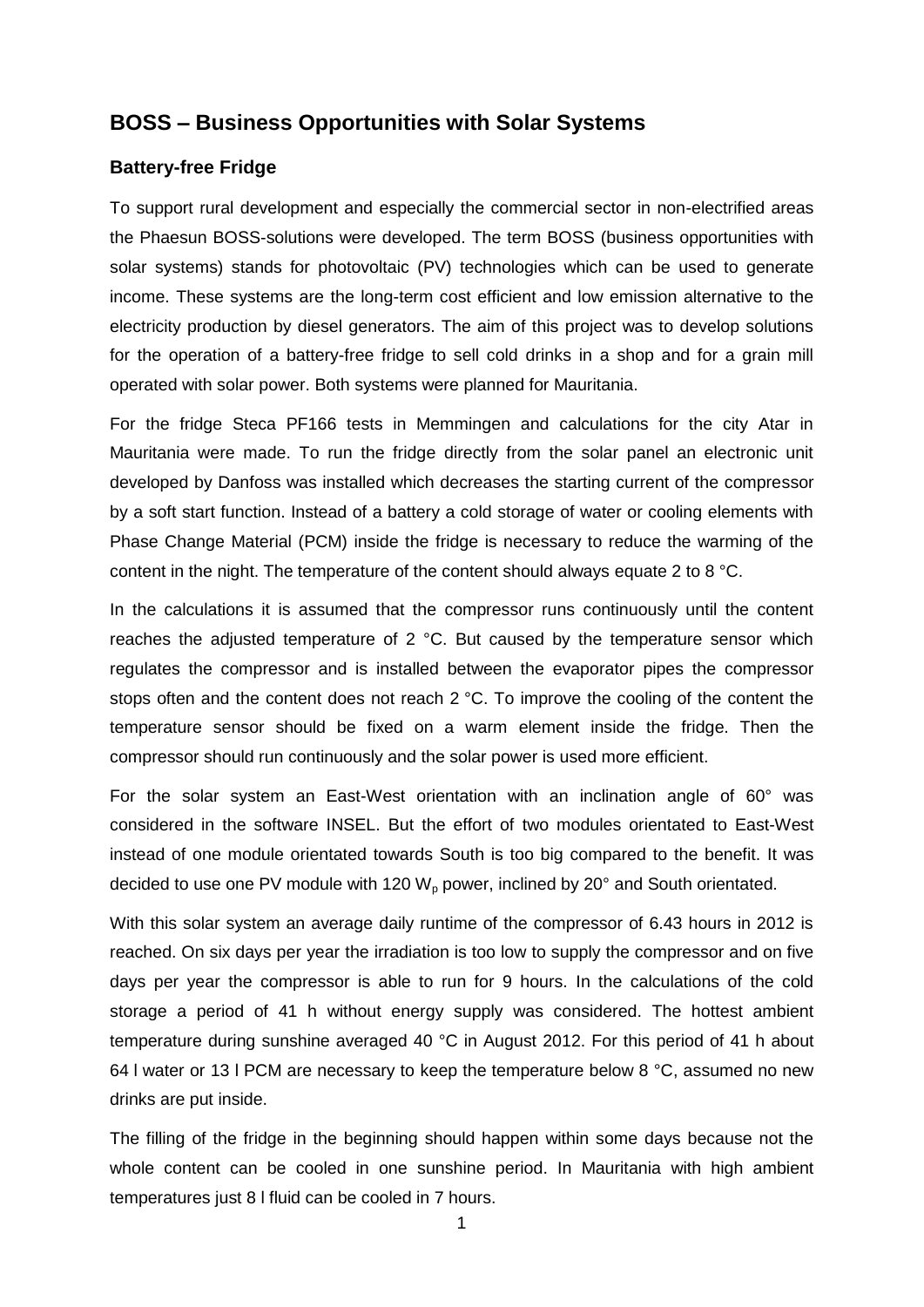# BOSS – Business Opportunities with Solar Systems

## Battery-free Fridge

To support rural development and especially the commercial sector in non-electrified areas the Phaesun BOSS-solutions were developed. The term BOSS (business opportunities with solar systems) stands for photovoltaic (PV) technologies which can be used to generate income. These systems are the long-term cost efficient and low emission alternative to the electricity production by diesel generators. The aim of this project was to develop solutions for the operation of a battery-free fridge to sell cold drinks in a shop and for a grain mill operated with solar power. Both systems were planned for Mauritania.

For the fridge Steca PF166 tests in Memmingen and calculations for the city Atar in Mauritania were made. To run the fridge directly from the solar panel an electronic unit developed by Danfoss was installed which decreases the starting current of the compressor by a soft start function. Instead of a battery a cold storage of water or cooling elements with Phase Change Material (PCM) inside the fridge is necessary to reduce the warming of the content in the night. The temperature of the content should always equate 2 to 8 °C.

In the calculations it is assumed that the compressor runs continuously until the content reaches the adjusted temperature of 2 °C. But caused by the temperature sensor which regulates the compressor and is installed between the evaporator pipes the compressor stops often and the content does not reach 2 °C. To improve the cooling of the content the temperature sensor should be fixed on a warm element inside the fridge. Then the compressor should run continuously and the solar power is used more efficient.

For the solar system an East-West orientation with an inclination angle of 60° was considered in the software INSEL. But the effort of two modules orientated to East-West instead of one module orientated towards South is too big compared to the benefit. It was decided to use one PV module with 120 $W_p$ power, inclined by 20° and South orientated.

With this solar system an average daily runtime of the compressor of 6.43 hours in 2012 is reached. On six days per year the irradiation is too low to supply the compressor and on five days per year the compressor is able to run for 9 hours. In the calculations of the cold storage a period of 41 h without energy supply was considered. The hottest ambient temperature during sunshine averaged 40 °C in August 2012. For this period of 41 h about 64 l water or 13 l PCM are necessary to keep the temperature below 8 °C, assumed no new drinks are put inside.

The filling of the fridge in the beginning should happen within some days because not the whole content can be cooled in one sunshine period. In Mauritania with high ambient temperatures just 8 l fluid can be cooled in 7 hours.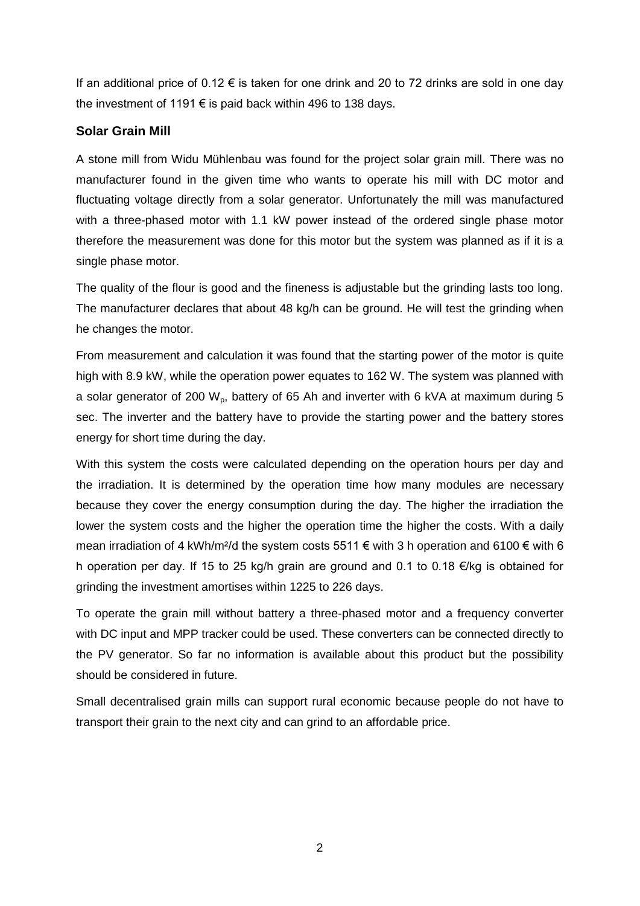If an additional price of 0.12 € is taken for one drink and 20 to 72 drinks are sold in one day the investment of 1191 € is paid back within 496 to 138 days.

### Solar Grain Mill

A stone mill from Widu Mühlenbau was found for the project solar grain mill. There was no manufacturer found in the given time who wants to operate his mill with DC motor and fluctuating voltage directly from a solar generator. Unfortunately the mill was manufactured with a three-phased motor with 1.1 kW power instead of the ordered single phase motor therefore the measurement was done for this motor but the system was planned as if it is a single phase motor.

The quality of the flour is good and the fineness is adjustable but the grinding lasts too long. The manufacturer declares that about 48 kg/h can be ground. He will test the grinding when he changes the motor.

From measurement and calculation it was found that the starting power of the motor is quite high with 8.9 kW, while the operation power equates to 162 W. The system was planned with a solar generator of 200 $W_p$, battery of 65 Ah and inverter with 6 kVA at maximum during 5 sec. The inverter and the battery have to provide the starting power and the battery stores energy for short time during the day.

With this system the costs were calculated depending on the operation hours per day and the irradiation. It is determined by the operation time how many modules are necessary because they cover the energy consumption during the day. The higher the irradiation the lower the system costs and the higher the operation time the higher the costs. With a daily mean irradiation of 4 kWh/m²/d the system costs 5511 € with 3 h operation and 6100 € with 6 h operation per day. If 15 to 25 kg/h grain are ground and 0.1 to 0.18 €/kg is obtained for grinding the investment amortises within 1225 to 226 days.

To operate the grain mill without battery a three-phased motor and a frequency converter with DC input and MPP tracker could be used. These converters can be connected directly to the PV generator. So far no information is available about this product but the possibility should be considered in future.

Small decentralised grain mills can support rural economic because people do not have to transport their grain to the next city and can grind to an affordable price.